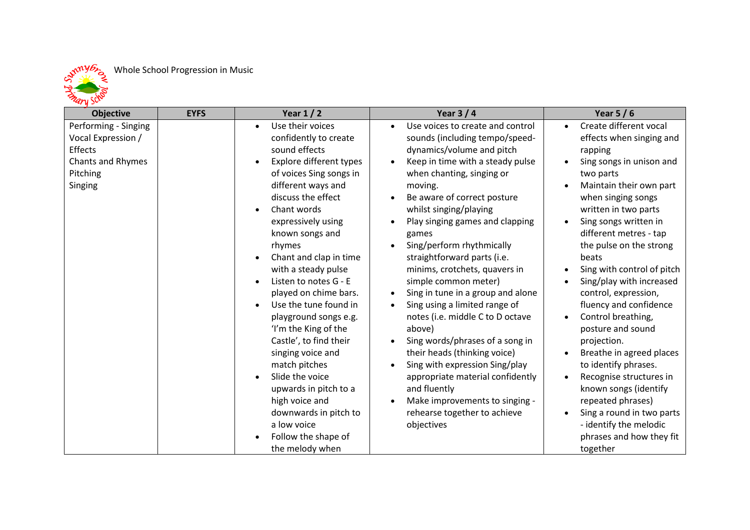Whole School Progression in Music

| Objective | EYFS | Year 1 / 2 | Year 3 / 4 | Year 5 / 6 |
|---|---|---|---|---|
| Performing - Singing<br>Vocal Expression / Effects<br>Chants and Rhymes<br>Pitching<br>Singing | | • Use their voices confidently to create sound effects<br>• Explore different types of voices Sing songs in different ways and discuss the effect<br>• Chant words expressively using known songs and rhymes<br>• Chant and clap in time with a steady pulse<br>• Listen to notes G - E played on chime bars.<br>• Use the tune found in playground songs e.g. 'I'm the King of the Castle', to find their singing voice and match pitches<br>• Slide the voice upwards in pitch to a high voice and downwards in pitch to a low voice<br>• Follow the shape of the melody when | • Use voices to create and control sounds (including tempo/speed-dynamics/volume and pitch<br>• Keep in time with a steady pulse when chanting, singing or moving.<br>• Be aware of correct posture whilst singing/playing<br>• Play singing games and clapping games<br>• Sing/perform rhythmically straightforward parts (i.e. minims, crotchets, quavers in simple common meter)<br>• Sing in tune in a group and alone<br>• Sing using a limited range of notes (i.e. middle C to D octave above)<br>• Sing words/phrases of a song in their heads (thinking voice)<br>• Sing with expression Sing/play appropriate material confidently and fluently<br>• Make improvements to singing - rehearse together to achieve objectives | • Create different vocal effects when singing and rapping<br>• Sing songs in unison and two parts<br>• Maintain their own part when singing songs written in two parts<br>• Sing songs written in different metres - tap the pulse on the strong beats<br>• Sing with control of pitch<br>• Sing/play with increased control, expression, fluency and confidence<br>• Control breathing, posture and sound projection.<br>• Breathe in agreed places to identify phrases.<br>• Recognise structures in known songs (identify repeated phrases)<br>• Sing a round in two parts - identify the melodic phrases and how they fit together |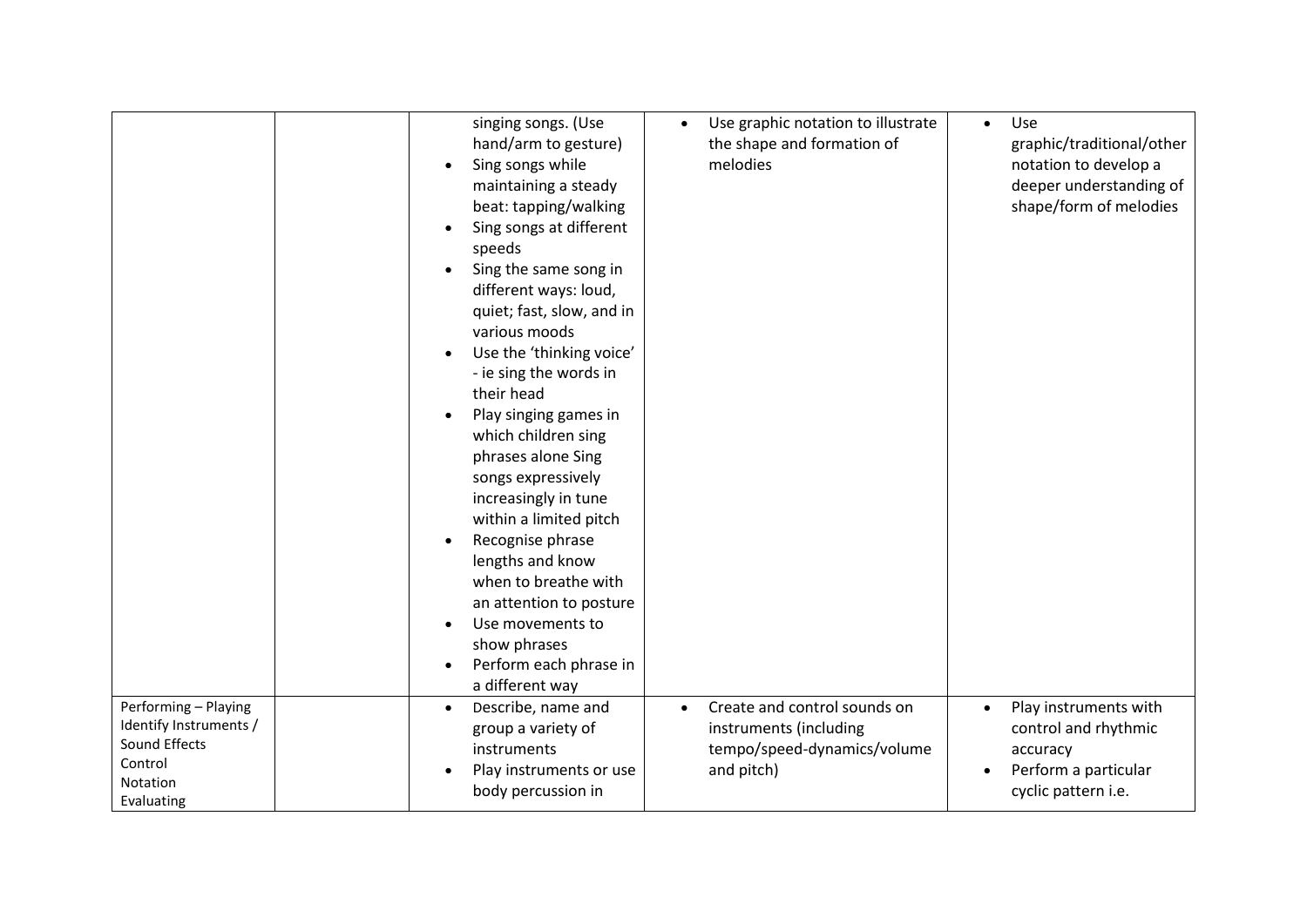| | | | | |
|---|---|---|---|---|
| | | singing songs. (Use hand/arm to gesture)<br>• Sing songs while maintaining a steady beat: tapping/walking<br>• Sing songs at different speeds<br>• Sing the same song in different ways: loud, quiet; fast, slow, and in various moods<br>• Use the 'thinking voice' - ie sing the words in their head<br>• Play singing games in which children sing phrases alone Sing songs expressively increasingly in tune within a limited pitch<br>• Recognise phrase lengths and know when to breathe with an attention to posture<br>• Use movements to show phrases<br>• Perform each phrase in a different way | • Use graphic notation to illustrate the shape and formation of melodies | • Use graphic/traditional/other notation to develop a deeper understanding of shape/form of melodies |
| Performing – Playing<br>Identify Instruments / Sound Effects<br>Control<br>Notation<br>Evaluating | | • Describe, name and group a variety of instruments<br>• Play instruments or use body percussion in | • Create and control sounds on instruments (including tempo/speed-dynamics/volume and pitch) | • Play instruments with control and rhythmic accuracy<br>• Perform a particular cyclic pattern i.e. |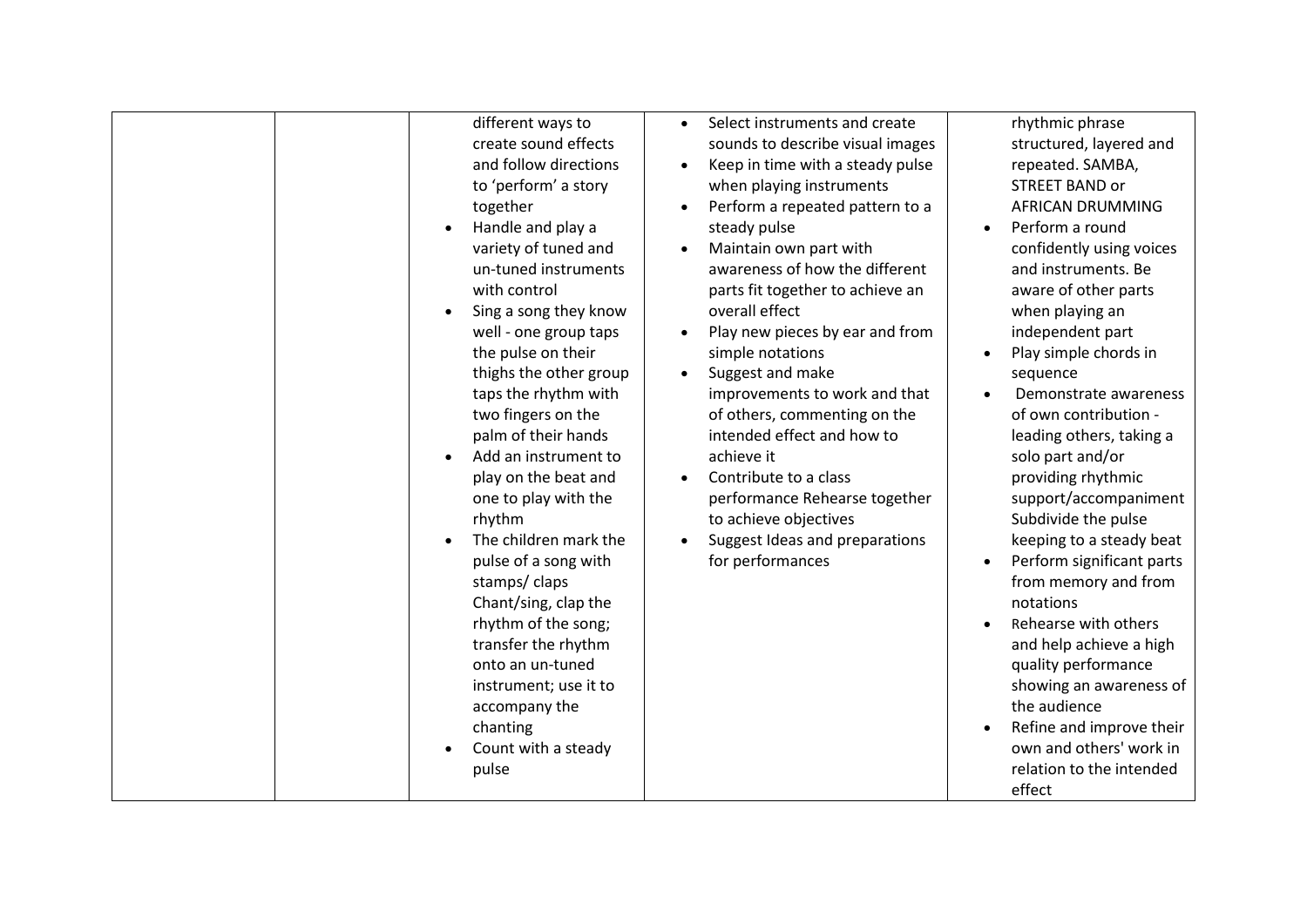|  |  | different ways to create sound effects and follow directions to 'perform' a story together<br>• Handle and play a variety of tuned and un-tuned instruments with control<br>• Sing a song they know well - one group taps the pulse on their thighs the other group taps the rhythm with two fingers on the palm of their hands<br>• Add an instrument to play on the beat and one to play with the rhythm<br>• The children mark the pulse of a song with stamps/ claps Chant/sing, clap the rhythm of the song; transfer the rhythm onto an un-tuned instrument; use it to accompany the chanting<br>• Count with a steady pulse | • Select instruments and create sounds to describe visual images<br>• Keep in time with a steady pulse when playing instruments<br>• Perform a repeated pattern to a steady pulse<br>• Maintain own part with awareness of how the different parts fit together to achieve an overall effect<br>• Play new pieces by ear and from simple notations<br>• Suggest and make improvements to work and that of others, commenting on the intended effect and how to achieve it<br>• Contribute to a class performance Rehearse together to achieve objectives<br>• Suggest Ideas and preparations for performances | rhythmic phrase structured, layered and repeated. SAMBA, STREET BAND or AFRICAN DRUMMING<br>• Perform a round confidently using voices and instruments. Be aware of other parts when playing an independent part<br>• Play simple chords in sequence<br>• Demonstrate awareness of own contribution - leading others, taking a solo part and/or providing rhythmic support/accompaniment Subdivide the pulse keeping to a steady beat<br>• Perform significant parts from memory and from notations<br>• Rehearse with others and help achieve a high quality performance showing an awareness of the audience<br>• Refine and improve their own and others' work in relation to the intended effect |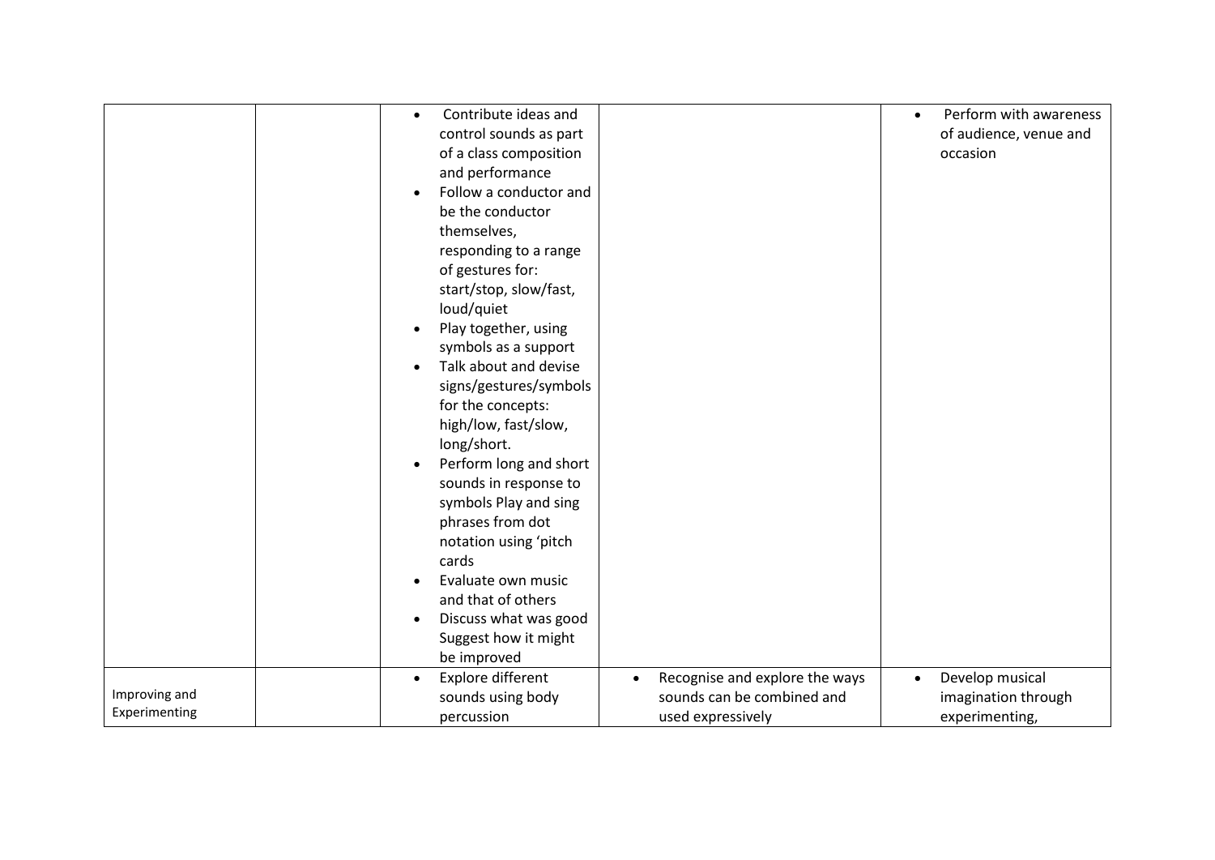| | | | | |
|---|---|---|---|---|
| | | • Contribute ideas and control sounds as part of a class composition and performance<br>• Follow a conductor and be the conductor themselves, responding to a range of gestures for: start/stop, slow/fast, loud/quiet<br>• Play together, using symbols as a support<br>• Talk about and devise signs/gestures/symbols for the concepts: high/low, fast/slow, long/short.<br>• Perform long and short sounds in response to symbols Play and sing phrases from dot notation using 'pitch cards<br>• Evaluate own music and that of others<br>• Discuss what was good Suggest how it might be improved | | • Perform with awareness of audience, venue and occasion |
| Improving and Experimenting | | • Explore different sounds using body percussion | • Recognise and explore the ways sounds can be combined and used expressively | • Develop musical imagination through experimenting, |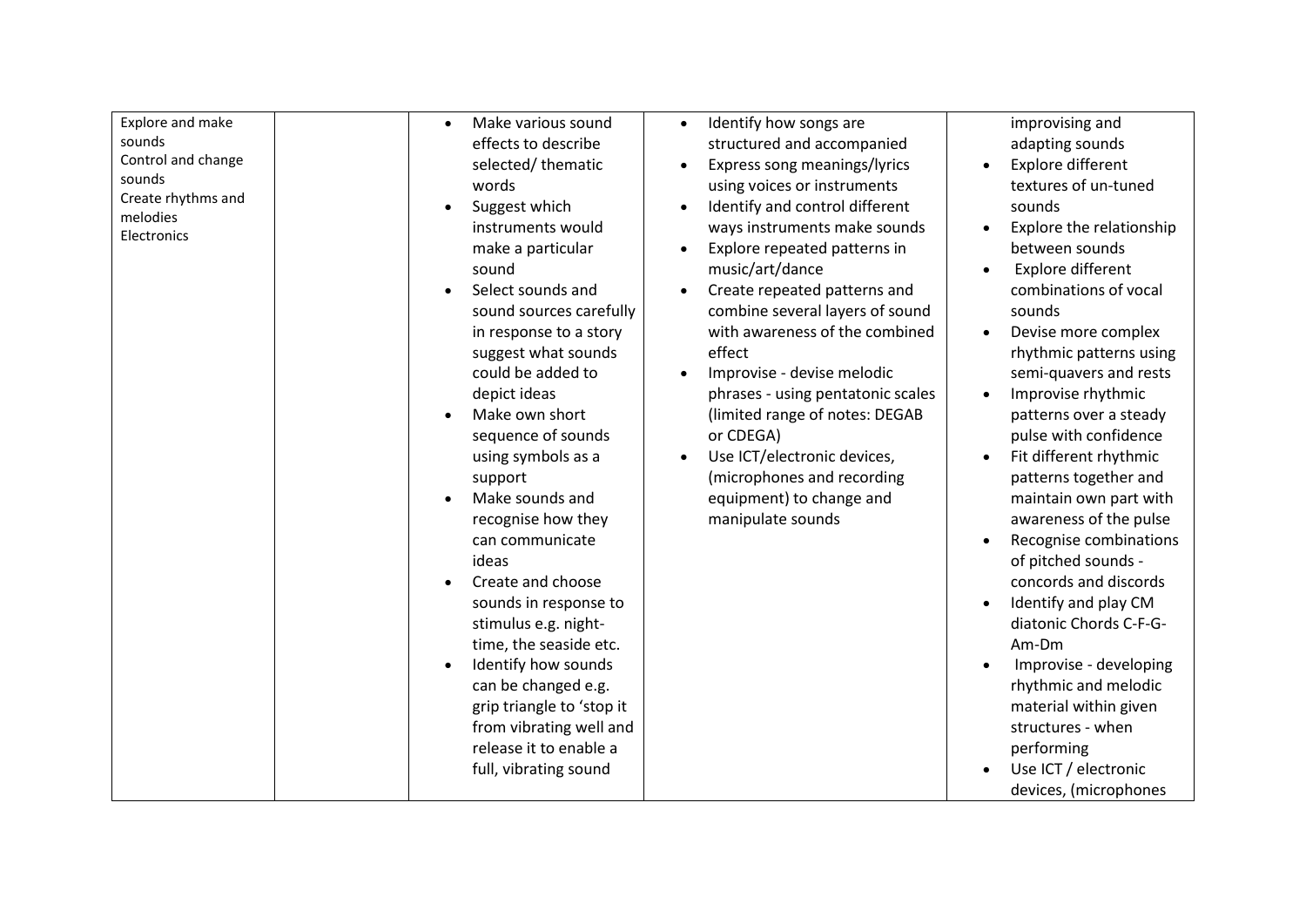| | | | | |
|---|---|---|---|---|
| Explore and make sounds<br>Control and change sounds<br>Create rhythms and melodies<br>Electronics | | • Make various sound effects to describe selected/ thematic words<br>• Suggest which instruments would make a particular sound<br>• Select sounds and sound sources carefully in response to a story suggest what sounds could be added to depict ideas<br>• Make own short sequence of sounds using symbols as a support<br>• Make sounds and recognise how they can communicate ideas<br>• Create and choose sounds in response to stimulus e.g. night-time, the seaside etc.<br>• Identify how sounds can be changed e.g. grip triangle to 'stop it from vibrating well and release it to enable a full, vibrating sound | • Identify how songs are structured and accompanied<br>• Express song meanings/lyrics using voices or instruments<br>• Identify and control different ways instruments make sounds<br>• Explore repeated patterns in music/art/dance<br>• Create repeated patterns and combine several layers of sound with awareness of the combined effect<br>• Improvise - devise melodic phrases - using pentatonic scales (limited range of notes: DEGAB or CDEGA)<br>• Use ICT/electronic devices, (microphones and recording equipment) to change and manipulate sounds | improvising and adapting sounds<br>• Explore different textures of un-tuned sounds<br>• Explore the relationship between sounds<br>• Explore different combinations of vocal sounds<br>• Devise more complex rhythmic patterns using semi-quavers and rests<br>• Improvise rhythmic patterns over a steady pulse with confidence<br>• Fit different rhythmic patterns together and maintain own part with awareness of the pulse<br>• Recognise combinations of pitched sounds - concords and discords<br>• Identify and play CM diatonic Chords C-F-G-Am-Dm<br>• Improvise - developing rhythmic and melodic material within given structures - when performing<br>• Use ICT / electronic devices, (microphones |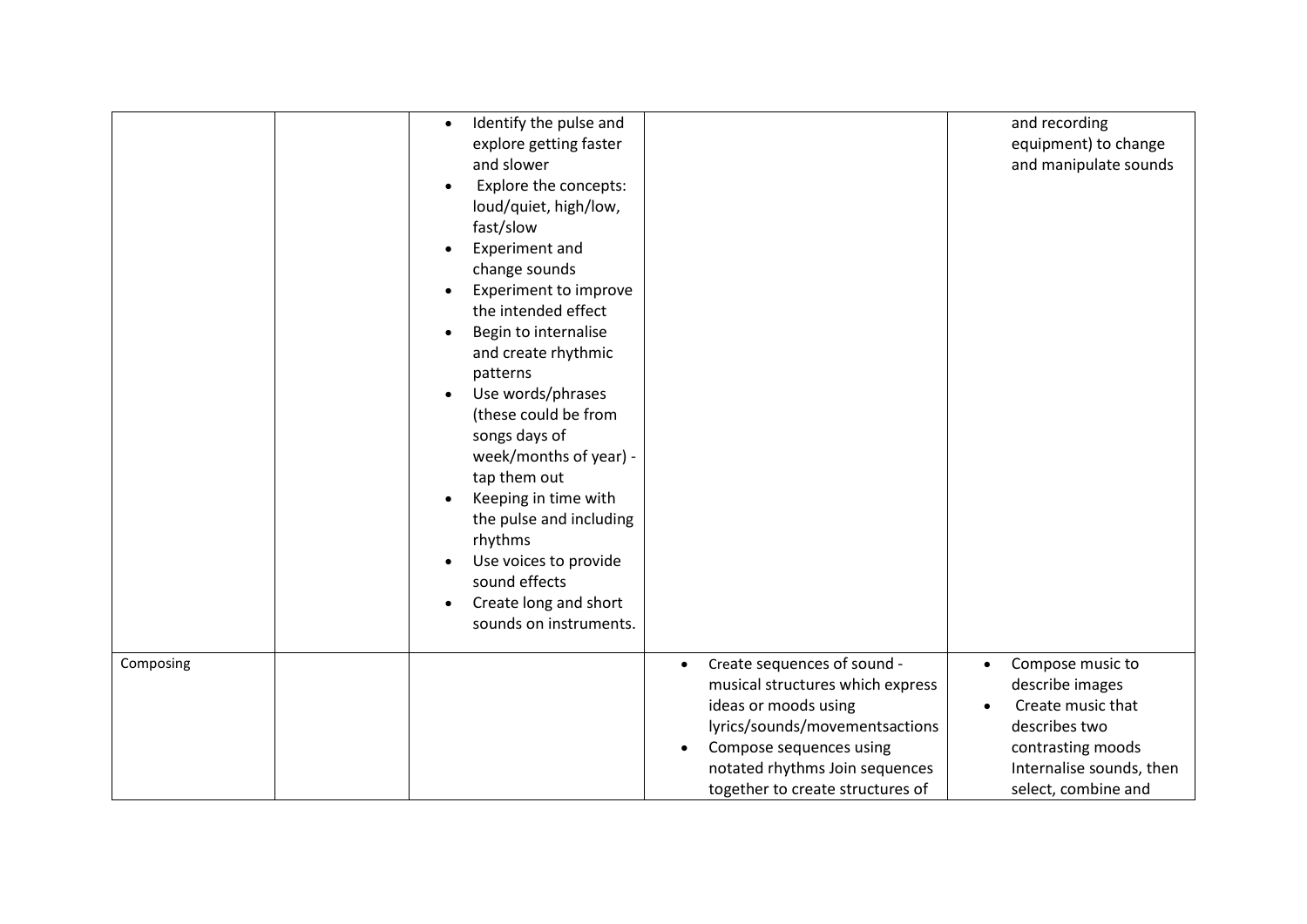| | | | | |
|---|---|---|---|---|
| | | • Identify the pulse and explore getting faster and slower<br>• Explore the concepts: loud/quiet, high/low, fast/slow<br>• Experiment and change sounds<br>• Experiment to improve the intended effect<br>• Begin to internalise and create rhythmic patterns<br>• Use words/phrases (these could be from songs days of week/months of year) - tap them out<br>• Keeping in time with the pulse and including rhythms<br>• Use voices to provide sound effects<br>• Create long and short sounds on instruments. | | and recording equipment) to change and manipulate sounds |
| Composing | | | • Create sequences of sound - musical structures which express ideas or moods using lyrics/sounds/movementsactions<br>• Compose sequences using notated rhythms Join sequences together to create structures of | • Compose music to describe images<br>• Create music that describes two contrasting moods Internalise sounds, then select, combine and |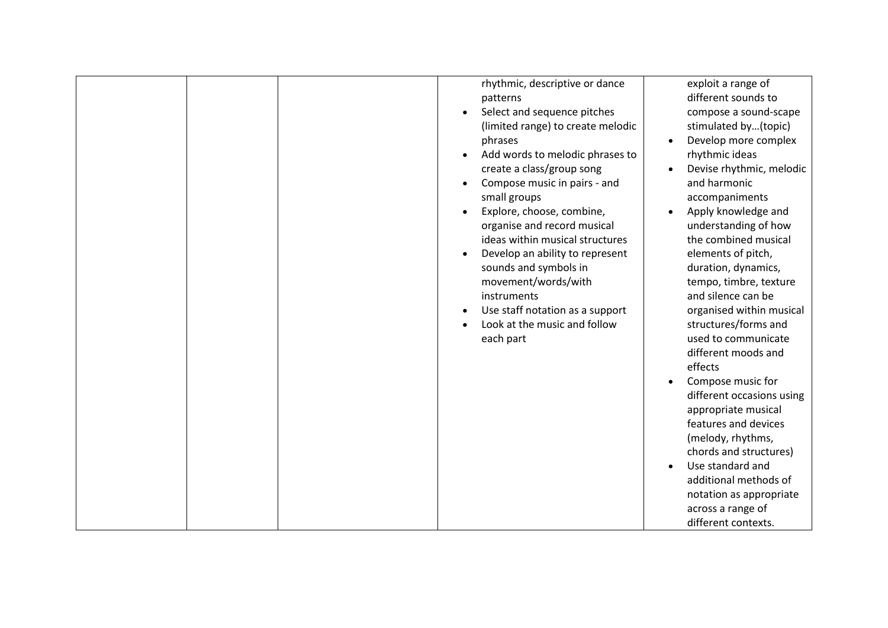|  |  |  |  |  |
|---|---|---|---|---|
|  |  |  | rhythmic, descriptive or dance patterns<br>• Select and sequence pitches (limited range) to create melodic phrases<br>• Add words to melodic phrases to create a class/group song<br>• Compose music in pairs - and small groups<br>• Explore, choose, combine, organise and record musical ideas within musical structures<br>• Develop an ability to represent sounds and symbols in movement/words/with instruments<br>• Use staff notation as a support<br>• Look at the music and follow each part | exploit a range of different sounds to compose a sound-scape stimulated by…(topic)<br>• Develop more complex rhythmic ideas<br>• Devise rhythmic, melodic and harmonic accompaniments<br>• Apply knowledge and understanding of how the combined musical elements of pitch, duration, dynamics, tempo, timbre, texture and silence can be organised within musical structures/forms and used to communicate different moods and effects<br>• Compose music for different occasions using appropriate musical features and devices (melody, rhythms, chords and structures)<br>• Use standard and additional methods of notation as appropriate across a range of different contexts. |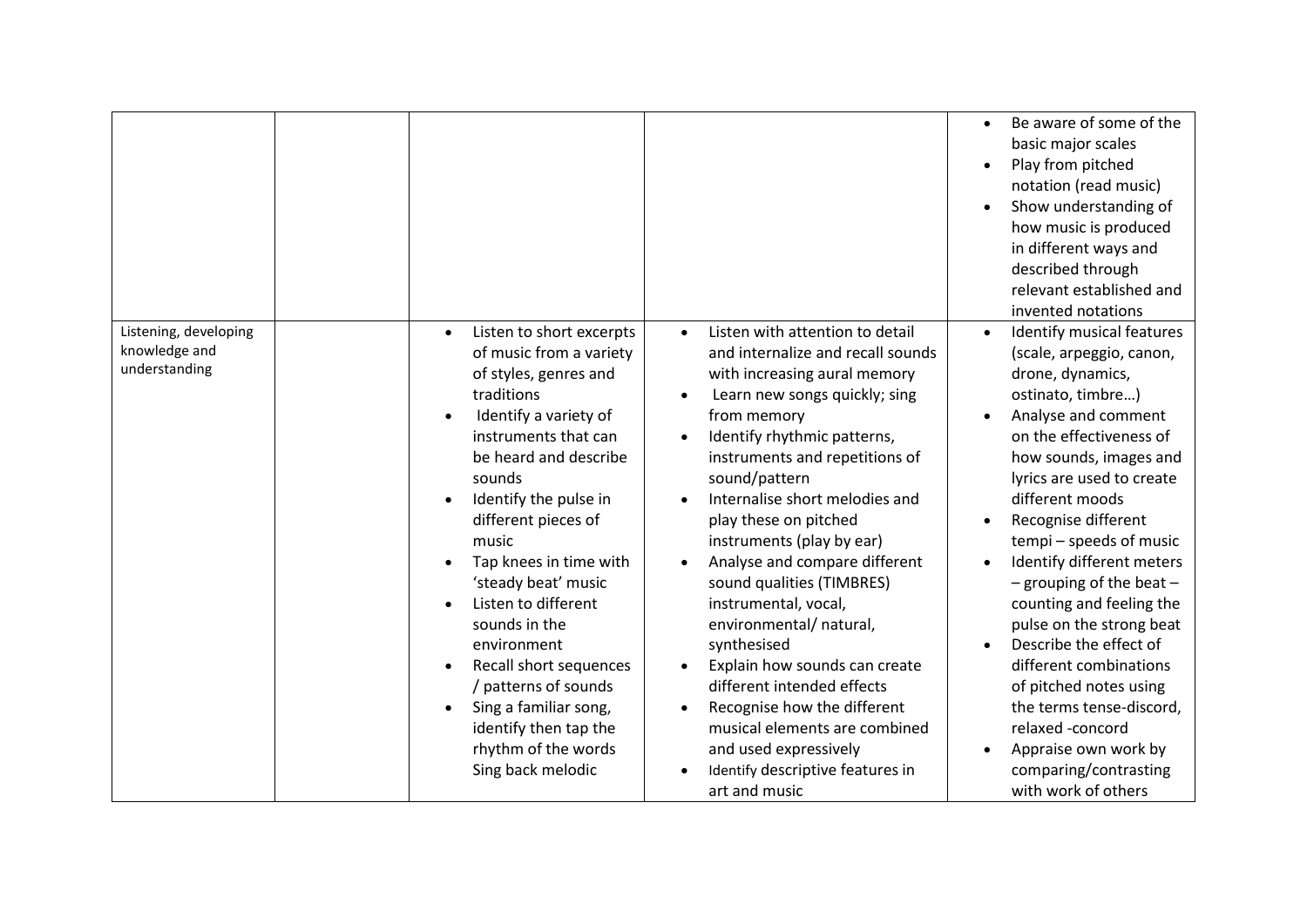| | | | | |
|---|---|---|---|---|
| | | | | <ul><li>Be aware of some of the basic major scales</li><li>Play from pitched notation (read music)</li><li>Show understanding of how music is produced in different ways and described through relevant established and invented notations</li></ul> |
| Listening, developing knowledge and understanding | | <ul><li>Listen to short excerpts of music from a variety of styles, genres and traditions</li><li>Identify a variety of instruments that can be heard and describe sounds</li><li>Identify the pulse in different pieces of music</li><li>Tap knees in time with 'steady beat' music</li><li>Listen to different sounds in the environment</li><li>Recall short sequences / patterns of sounds</li><li>Sing a familiar song, identify then tap the rhythm of the words Sing back melodic</li></ul> | <ul><li>Listen with attention to detail and internalize and recall sounds with increasing aural memory</li><li>Learn new songs quickly; sing from memory</li><li>Identify rhythmic patterns, instruments and repetitions of sound/pattern</li><li>Internalise short melodies and play these on pitched instruments (play by ear)</li><li>Analyse and compare different sound qualities (TIMBRES) instrumental, vocal, environmental/ natural, synthesised</li><li>Explain how sounds can create different intended effects</li><li>Recognise how the different musical elements are combined and used expressively</li><li>Identify descriptive features in art and music</li></ul> | <ul><li>Identify musical features (scale, arpeggio, canon, drone, dynamics, ostinato, timbre…)</li><li>Analyse and comment on the effectiveness of how sounds, images and lyrics are used to create different moods</li><li>Recognise different tempi – speeds of music</li><li>Identify different meters – grouping of the beat – counting and feeling the pulse on the strong beat</li><li>Describe the effect of different combinations of pitched notes using the terms tense-discord, relaxed -concord</li><li>Appraise own work by comparing/contrasting with work of others</li></ul> |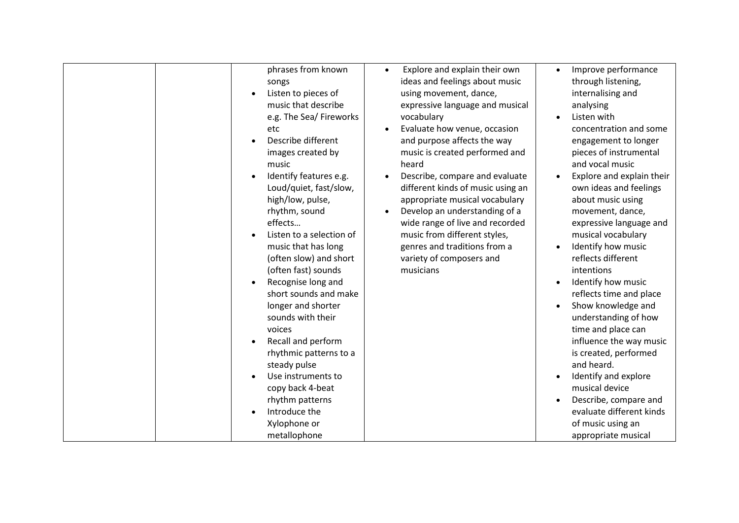|  |  |  |  |  |
|---|---|---|---|---|
|  |  | phrases from known songs<br>• Listen to pieces of music that describe e.g. The Sea/ Fireworks etc<br>• Describe different images created by music<br>• Identify features e.g. Loud/quiet, fast/slow, high/low, pulse, rhythm, sound effects…<br>• Listen to a selection of music that has long (often slow) and short (often fast) sounds<br>• Recognise long and short sounds and make longer and shorter sounds with their voices<br>• Recall and perform rhythmic patterns to a steady pulse<br>• Use instruments to copy back 4-beat rhythm patterns<br>• Introduce the Xylophone or metallophone | • Explore and explain their own ideas and feelings about music using movement, dance, expressive language and musical vocabulary<br>• Evaluate how venue, occasion and purpose affects the way music is created performed and heard<br>• Describe, compare and evaluate different kinds of music using an appropriate musical vocabulary<br>• Develop an understanding of a wide range of live and recorded music from different styles, genres and traditions from a variety of composers and musicians | • Improve performance through listening, internalising and analysing<br>• Listen with concentration and some engagement to longer pieces of instrumental and vocal music<br>• Explore and explain their own ideas and feelings about music using movement, dance, expressive language and musical vocabulary<br>• Identify how music reflects different intentions<br>• Identify how music reflects time and place<br>• Show knowledge and understanding of how time and place can influence the way music is created, performed and heard.<br>• Identify and explore musical device<br>• Describe, compare and evaluate different kinds of music using an appropriate musical |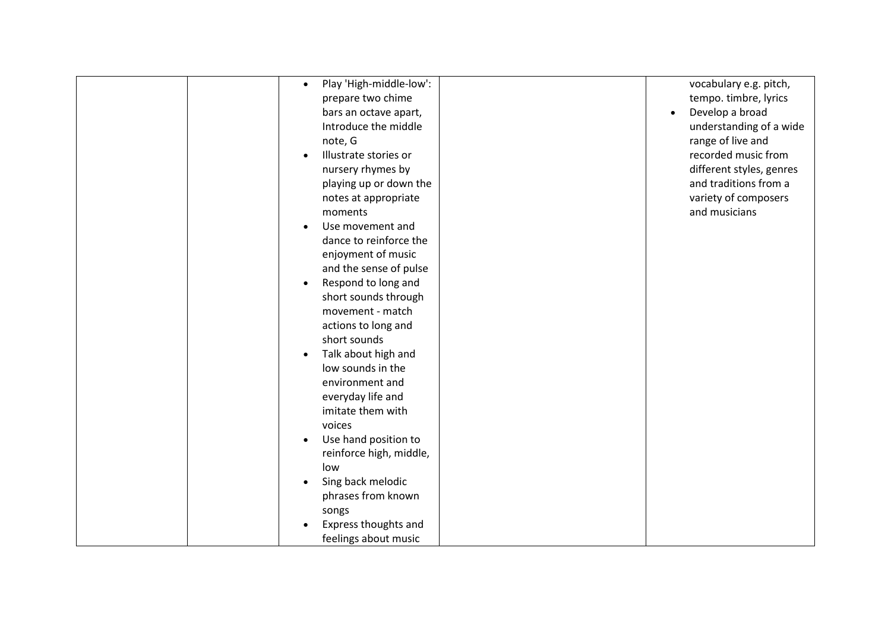| | | | | |
|---|---|---|---|---|
| | | <ul><li>Play 'High-middle-low': prepare two chime bars an octave apart, Introduce the middle note, G</li><li>Illustrate stories or nursery rhymes by playing up or down the notes at appropriate moments</li><li>Use movement and dance to reinforce the enjoyment of music and the sense of pulse</li><li>Respond to long and short sounds through movement - match actions to long and short sounds</li><li>Talk about high and low sounds in the environment and everyday life and imitate them with voices</li><li>Use hand position to reinforce high, middle, low</li><li>Sing back melodic phrases from known songs</li><li>Express thoughts and feelings about music</li></ul> | | vocabulary e.g. pitch, tempo. timbre, lyrics<ul><li>Develop a broad understanding of a wide range of live and recorded music from different styles, genres and traditions from a variety of composers and musicians</li></ul> |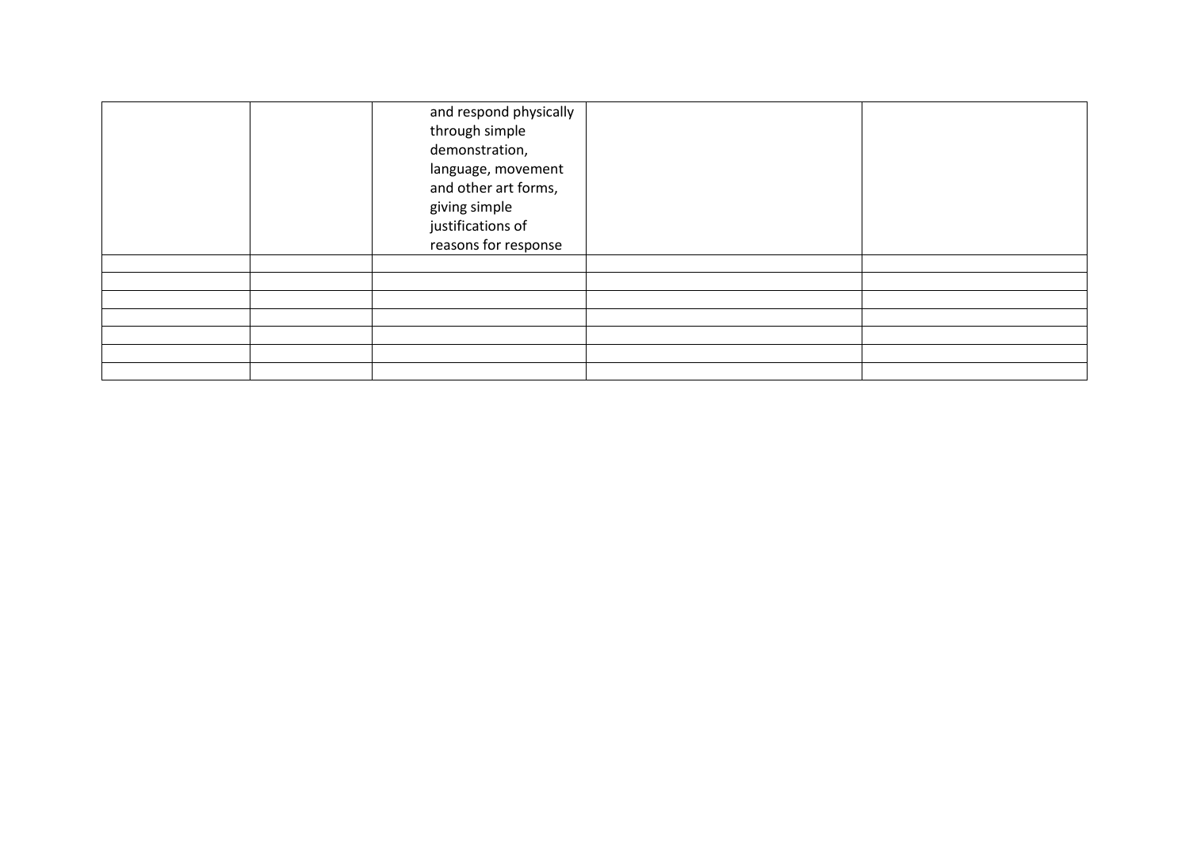| | | | | |
|---|---|---|---|---|
| | | and respond physically through simple demonstration, language, movement and other art forms, giving simple justifications of reasons for response | | |
| | | | | |
| | | | | |
| | | | | |
| | | | | |
| | | | | |
| | | | | |
| | | | | |